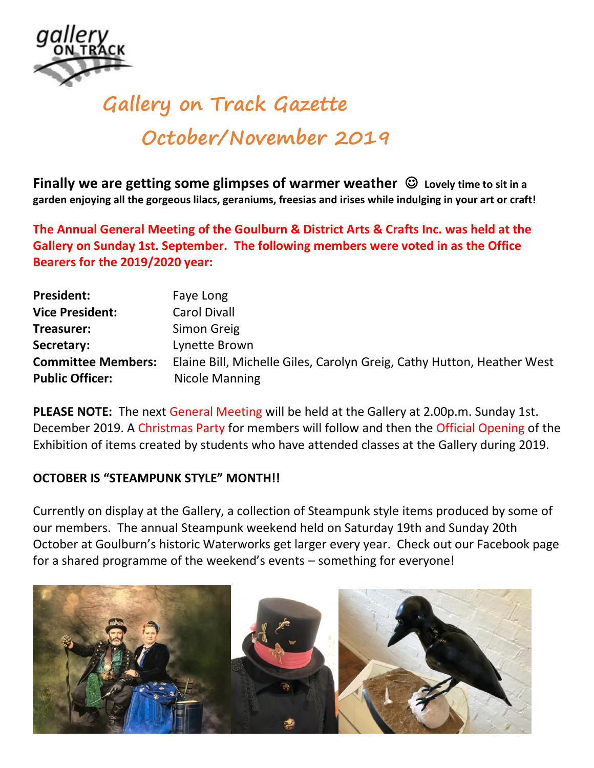# Gallery on Track Gazette

## October/November 2019

**Finally we are getting some glimpses of warmer weather ☺ Lovely time to sit in a garden enjoying all the gorgeous lilacs, geraniums, freesias and irises while indulging in your art or craft!**

**The Annual General Meeting of the Goulburn & District Arts & Crafts Inc. was held at the Gallery on Sunday 1st. September. The following members were voted in as the Office Bearers for the 2019/2020 year:**

| | |
|---|---|
| **President:** | Faye Long |
| **Vice President:** | Carol Divall |
| **Treasurer:** | Simon Greig |
| **Secretary:** | Lynette Brown |
| **Committee Members:** | Elaine Bill, Michelle Giles, Carolyn Greig, Cathy Hutton, Heather West |
| **Public Officer:** | Nicole Manning |

**PLEASE NOTE:** The next General Meeting will be held at the Gallery at 2.00p.m. Sunday 1st. December 2019. A Christmas Party for members will follow and then the Official Opening of the Exhibition of items created by students who have attended classes at the Gallery during 2019.

**OCTOBER IS "STEAMPUNK STYLE" MONTH!!**

Currently on display at the Gallery, a collection of Steampunk style items produced by some of our members. The annual Steampunk weekend held on Saturday 19th and Sunday 20th October at Goulburn's historic Waterworks get larger every year. Check out our Facebook page for a shared programme of the weekend's events – something for everyone!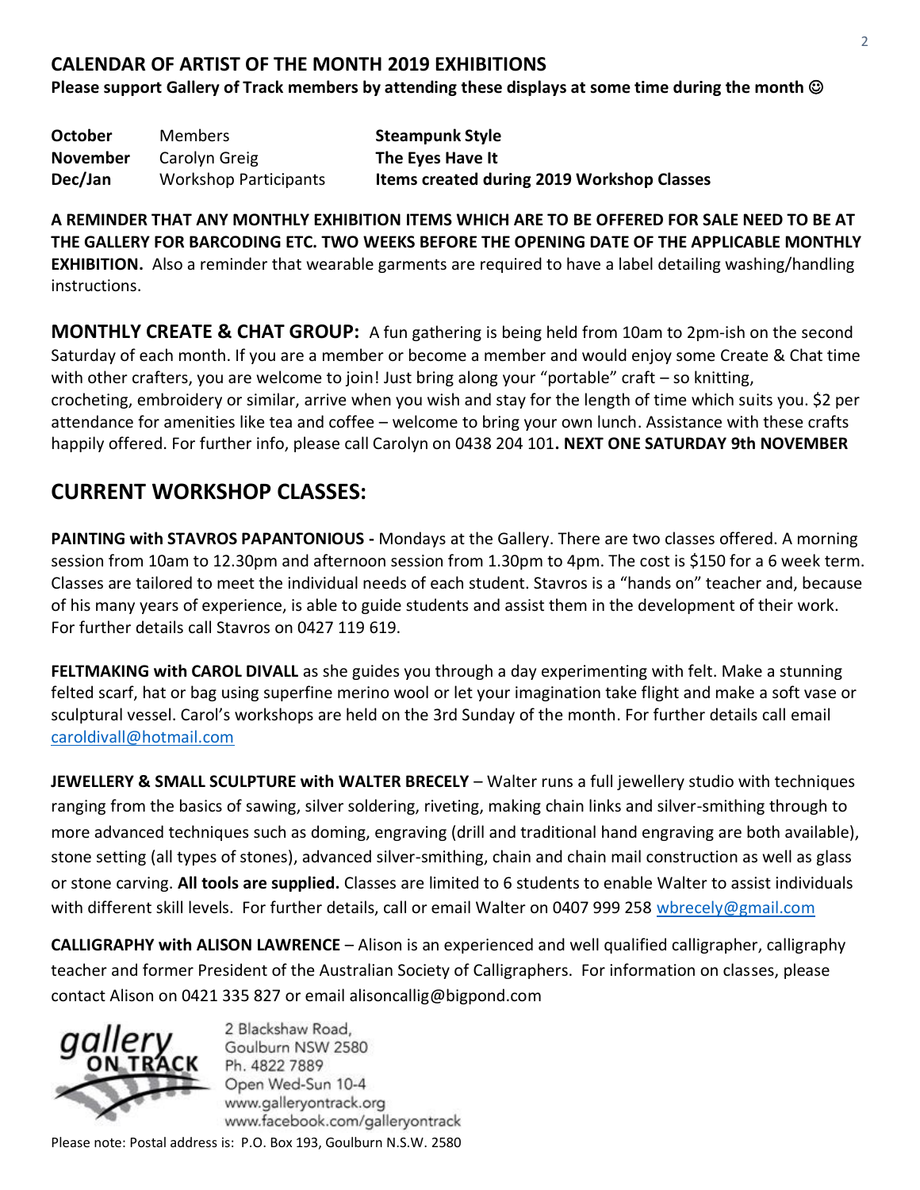## CALENDAR OF ARTIST OF THE MONTH 2019 EXHIBITIONS

**Please support Gallery of Track members by attending these displays at some time during the month ☺**

| | | |
|---|---|---|
| **October** | Members | **Steampunk Style** |
| **November** | Carolyn Greig | **The Eyes Have It** |
| **Dec/Jan** | Workshop Participants | **Items created during 2019 Workshop Classes** |

**A REMINDER THAT ANY MONTHLY EXHIBITION ITEMS WHICH ARE TO BE OFFERED FOR SALE NEED TO BE AT THE GALLERY FOR BARCODING ETC. TWO WEEKS BEFORE THE OPENING DATE OF THE APPLICABLE MONTHLY EXHIBITION.** Also a reminder that wearable garments are required to have a label detailing washing/handling instructions.

**MONTHLY CREATE & CHAT GROUP:** A fun gathering is being held from 10am to 2pm-ish on the second Saturday of each month. If you are a member or become a member and would enjoy some Create & Chat time with other crafters, you are welcome to join! Just bring along your "portable" craft – so knitting, crocheting, embroidery or similar, arrive when you wish and stay for the length of time which suits you. $2 per attendance for amenities like tea and coffee – welcome to bring your own lunch. Assistance with these crafts happily offered. For further info, please call Carolyn on 0438 204 101**. NEXT ONE SATURDAY 9th NOVEMBER**

## CURRENT WORKSHOP CLASSES:

**PAINTING with STAVROS PAPANTONIOUS -** Mondays at the Gallery. There are two classes offered. A morning session from 10am to 12.30pm and afternoon session from 1.30pm to 4pm. The cost is $150 for a 6 week term. Classes are tailored to meet the individual needs of each student. Stavros is a "hands on" teacher and, because of his many years of experience, is able to guide students and assist them in the development of their work. For further details call Stavros on 0427 119 619.

**FELTMAKING with CAROL DIVALL** as she guides you through a day experimenting with felt. Make a stunning felted scarf, hat or bag using superfine merino wool or let your imagination take flight and make a soft vase or sculptural vessel. Carol's workshops are held on the 3rd Sunday of the month. For further details call email caroldivall@hotmail.com

**JEWELLERY & SMALL SCULPTURE with WALTER BRECELY** – Walter runs a full jewellery studio with techniques ranging from the basics of sawing, silver soldering, riveting, making chain links and silver-smithing through to more advanced techniques such as doming, engraving (drill and traditional hand engraving are both available), stone setting (all types of stones), advanced silver-smithing, chain and chain mail construction as well as glass or stone carving. **All tools are supplied.** Classes are limited to 6 students to enable Walter to assist individuals with different skill levels. For further details, call or email Walter on 0407 999 258 wbrecely@gmail.com

**CALLIGRAPHY with ALISON LAWRENCE** – Alison is an experienced and well qualified calligrapher, calligraphy teacher and former President of the Australian Society of Calligraphers. For information on classes, please contact Alison on 0421 335 827 or email alisoncallig@bigpond.com

gallery ON TRACK

2 Blackshaw Road,
Goulburn NSW 2580
Ph. 4822 7889
Open Wed-Sun 10-4
www.galleryontrack.org
www.facebook.com/galleryontrack

Please note: Postal address is: P.O. Box 193, Goulburn N.S.W. 2580